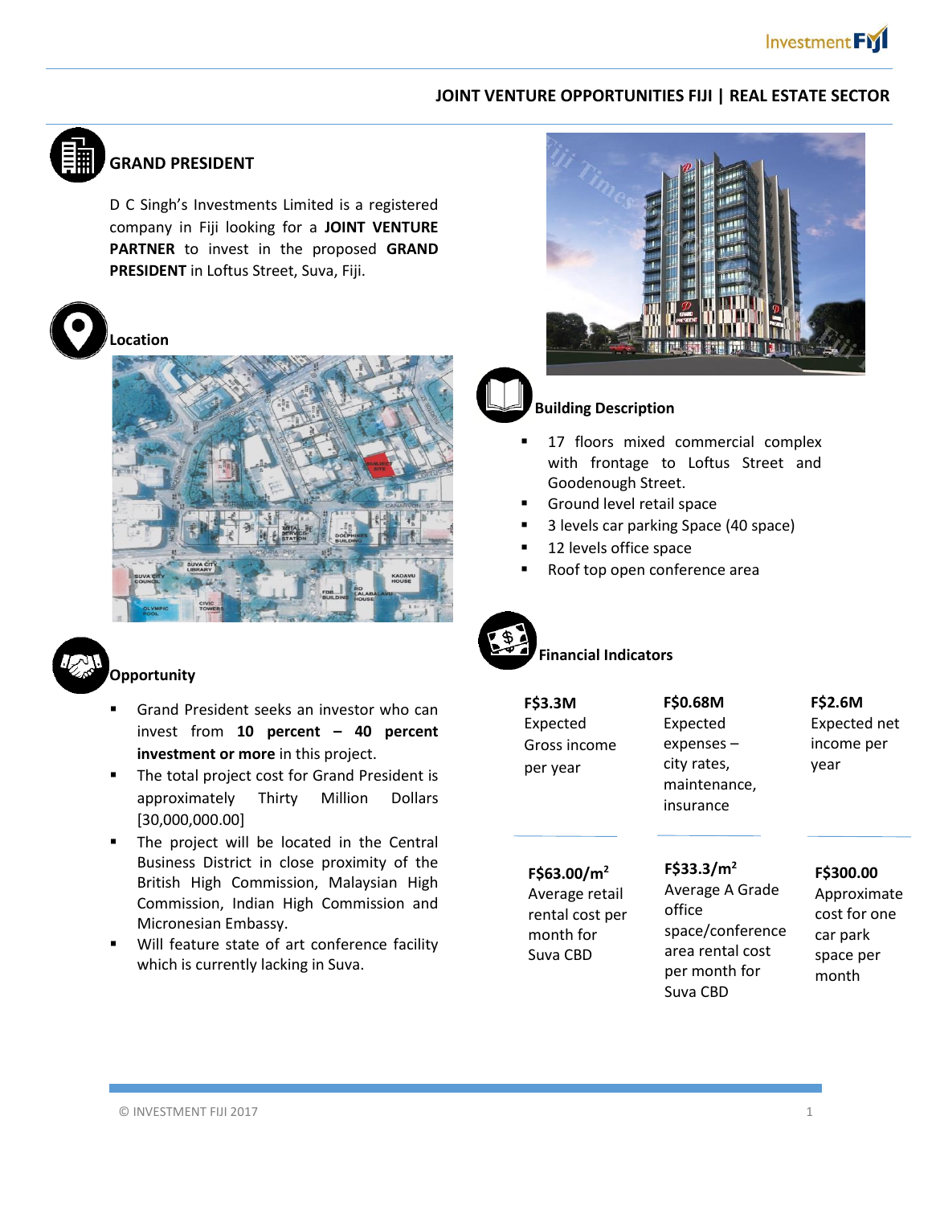# JOINT VENTURE OPPORTUNITIES FIJI | REAL ESTATE SECTOR

## GRAND PRESIDENT

D C Singh's Investments Limited is a registered company in Fiji looking for a **JOINT VENTURE PARTNER** to invest in the proposed **GRAND PRESIDENT** in Loftus Street, Suva, Fiji.

## Location

## Opportunity

- Grand President seeks an investor who can invest from **10 percent – 40 percent investment or more** in this project.
- The total project cost for Grand President is approximately Thirty Million Dollars [30,000,000.00]
- The project will be located in the Central Business District in close proximity of the British High Commission, Malaysian High Commission, Indian High Commission and Micronesian Embassy.
- Will feature state of art conference facility which is currently lacking in Suva.

## Building Description

- 17 floors mixed commercial complex with frontage to Loftus Street and Goodenough Street.
- Ground level retail space
- 3 levels car parking Space (40 space)
- 12 levels office space
- Roof top open conference area

## Financial Indicators

**F$3.3M**
Expected Gross income per year

**F$0.68M**
Expected expenses – city rates, maintenance, insurance

**F$2.6M**
Expected net income per year

**F$63.00/m²**
Average retail rental cost per month for Suva CBD

**F$33.3/m²**
Average A Grade office space/conference area rental cost per month for Suva CBD

**F$300.00**
Approximate cost for one car park space per month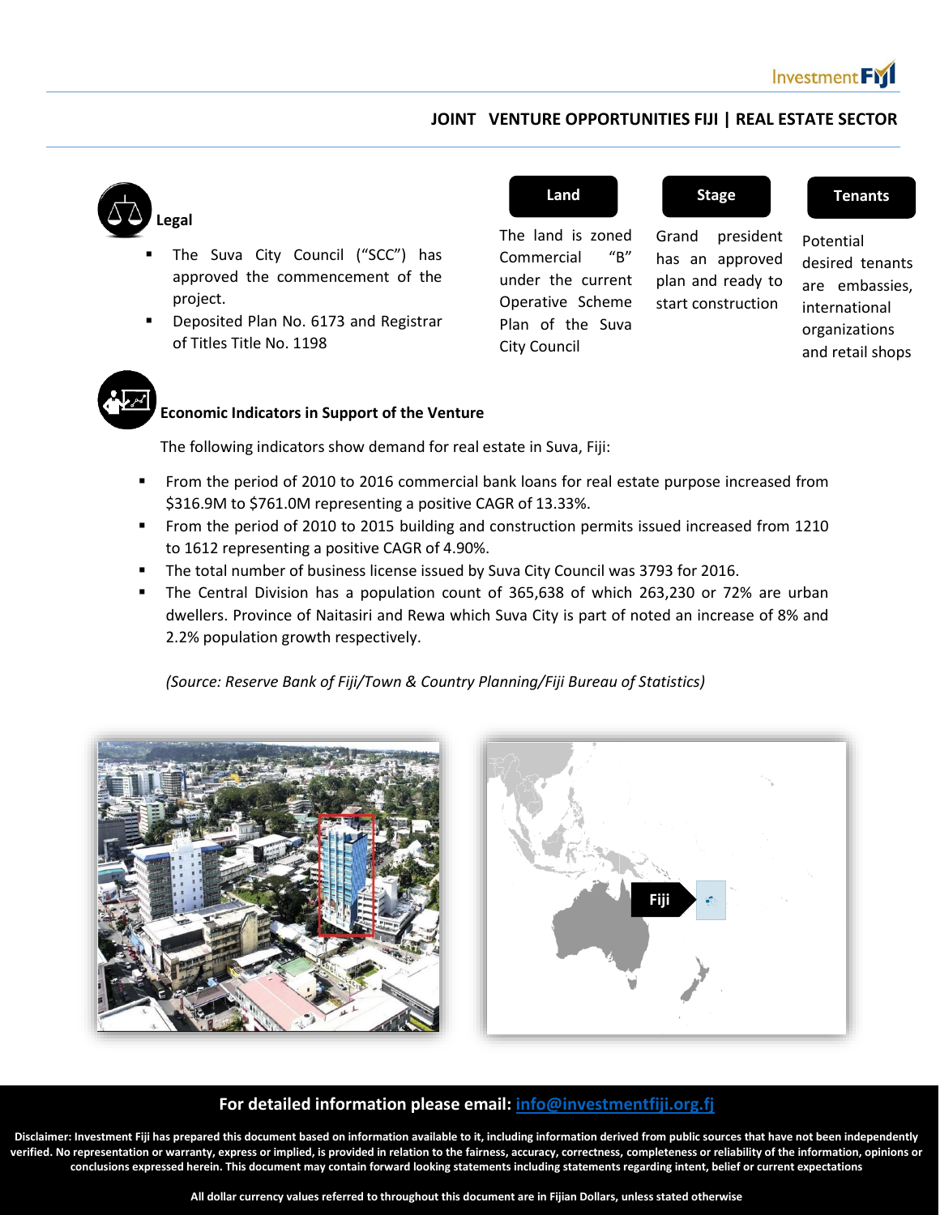# JOINT VENTURE OPPORTUNITIES FIJI | REAL ESTATE SECTOR

## Legal

- The Suva City Council ("SCC") has approved the commencement of the project.
- Deposited Plan No. 6173 and Registrar of Titles Title No. 1198

### Land

The land is zoned Commercial "B" under the current Operative Scheme Plan of the Suva City Council

### Stage

Grand president has an approved plan and ready to start construction

### Tenants

Potential desired tenants are embassies, international organizations and retail shops

## Economic Indicators in Support of the Venture

The following indicators show demand for real estate in Suva, Fiji:

- From the period of 2010 to 2016 commercial bank loans for real estate purpose increased from $316.9M to $761.0M representing a positive CAGR of 13.33%.
- From the period of 2010 to 2015 building and construction permits issued increased from 1210 to 1612 representing a positive CAGR of 4.90%.
- The total number of business license issued by Suva City Council was 3793 for 2016.
- The Central Division has a population count of 365,638 of which 263,230 or 72% are urban dwellers. Province of Naitasiri and Rewa which Suva City is part of noted an increase of 8% and 2.2% population growth respectively.

*(Source: Reserve Bank of Fiji/Town & Country Planning/Fiji Bureau of Statistics)*

Fiji

**For detailed information please email: info@investmentfiji.org.fj**

**Disclaimer: Investment Fiji has prepared this document based on information available to it, including information derived from public sources that have not been independently verified. No representation or warranty, express or implied, is provided in relation to the fairness, accuracy, correctness, completeness or reliability of the information, opinions or conclusions expressed herein. This document may contain forward looking statements including statements regarding intent, belief or current expectations**

**All dollar currency values referred to throughout this document are in Fijian Dollars, unless stated otherwise**